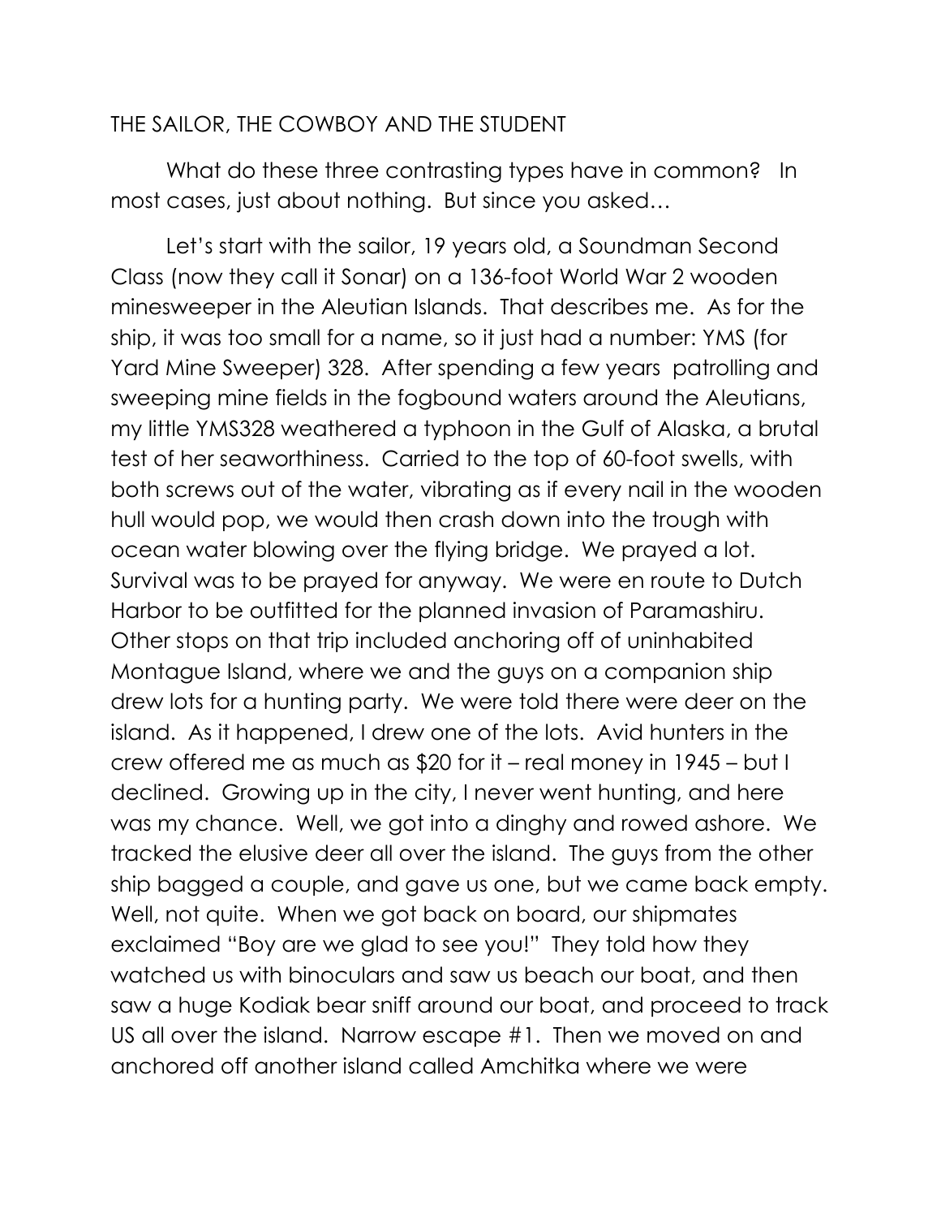# THE SAILOR, THE COWBOY AND THE STUDENT

What do these three contrasting types have in common? In most cases, just about nothing. But since you asked…

Let's start with the sailor, 19 years old, a Soundman Second Class (now they call it Sonar) on a 136-foot World War 2 wooden minesweeper in the Aleutian Islands. That describes me. As for the ship, it was too small for a name, so it just had a number: YMS (for Yard Mine Sweeper) 328. After spending a few years patrolling and sweeping mine fields in the fogbound waters around the Aleutians, my little YMS328 weathered a typhoon in the Gulf of Alaska, a brutal test of her seaworthiness. Carried to the top of 60-foot swells, with both screws out of the water, vibrating as if every nail in the wooden hull would pop, we would then crash down into the trough with ocean water blowing over the flying bridge. We prayed a lot. Survival was to be prayed for anyway. We were en route to Dutch Harbor to be outfitted for the planned invasion of Paramashiru. Other stops on that trip included anchoring off of uninhabited Montague Island, where we and the guys on a companion ship drew lots for a hunting party. We were told there were deer on the island. As it happened, I drew one of the lots. Avid hunters in the crew offered me as much as $20 for it – real money in 1945 – but I declined. Growing up in the city, I never went hunting, and here was my chance. Well, we got into a dinghy and rowed ashore. We tracked the elusive deer all over the island. The guys from the other ship bagged a couple, and gave us one, but we came back empty. Well, not quite. When we got back on board, our shipmates exclaimed "Boy are we glad to see you!" They told how they watched us with binoculars and saw us beach our boat, and then saw a huge Kodiak bear sniff around our boat, and proceed to track US all over the island. Narrow escape #1. Then we moved on and anchored off another island called Amchitka where we were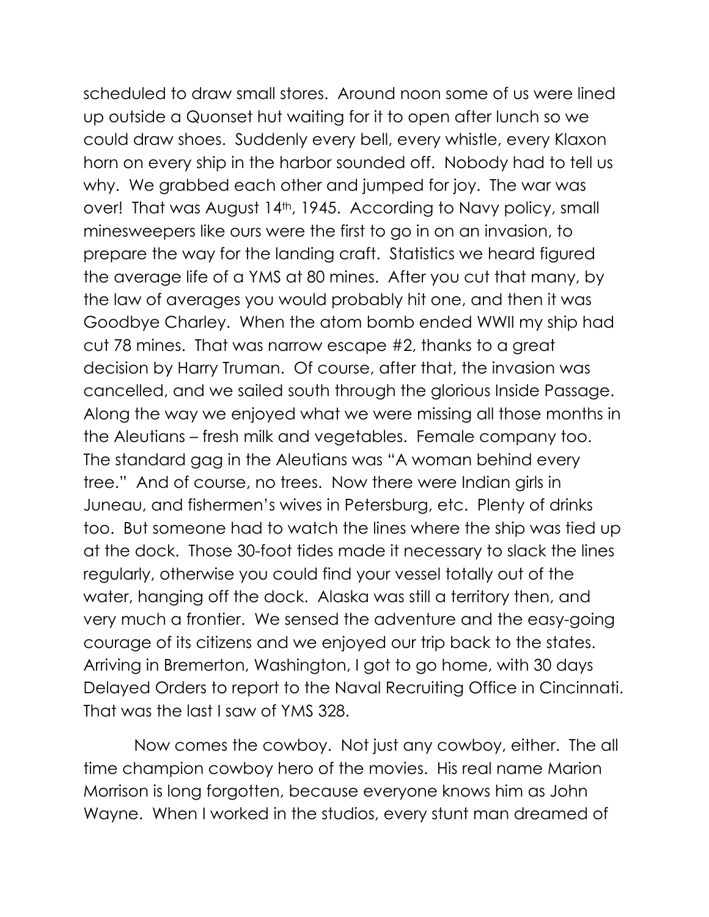scheduled to draw small stores. Around noon some of us were lined up outside a Quonset hut waiting for it to open after lunch so we could draw shoes. Suddenly every bell, every whistle, every Klaxon horn on every ship in the harbor sounded off. Nobody had to tell us why. We grabbed each other and jumped for joy. The war was over! That was August 14th, 1945. According to Navy policy, small minesweepers like ours were the first to go in on an invasion, to prepare the way for the landing craft. Statistics we heard figured the average life of a YMS at 80 mines. After you cut that many, by the law of averages you would probably hit one, and then it was Goodbye Charley. When the atom bomb ended WWII my ship had cut 78 mines. That was narrow escape #2, thanks to a great decision by Harry Truman. Of course, after that, the invasion was cancelled, and we sailed south through the glorious Inside Passage. Along the way we enjoyed what we were missing all those months in the Aleutians – fresh milk and vegetables. Female company too. The standard gag in the Aleutians was "A woman behind every tree." And of course, no trees. Now there were Indian girls in Juneau, and fishermen's wives in Petersburg, etc. Plenty of drinks too. But someone had to watch the lines where the ship was tied up at the dock. Those 30-foot tides made it necessary to slack the lines regularly, otherwise you could find your vessel totally out of the water, hanging off the dock. Alaska was still a territory then, and very much a frontier. We sensed the adventure and the easy-going courage of its citizens and we enjoyed our trip back to the states. Arriving in Bremerton, Washington, I got to go home, with 30 days Delayed Orders to report to the Naval Recruiting Office in Cincinnati. That was the last I saw of YMS 328.

Now comes the cowboy. Not just any cowboy, either. The all time champion cowboy hero of the movies. His real name Marion Morrison is long forgotten, because everyone knows him as John Wayne. When I worked in the studios, every stunt man dreamed of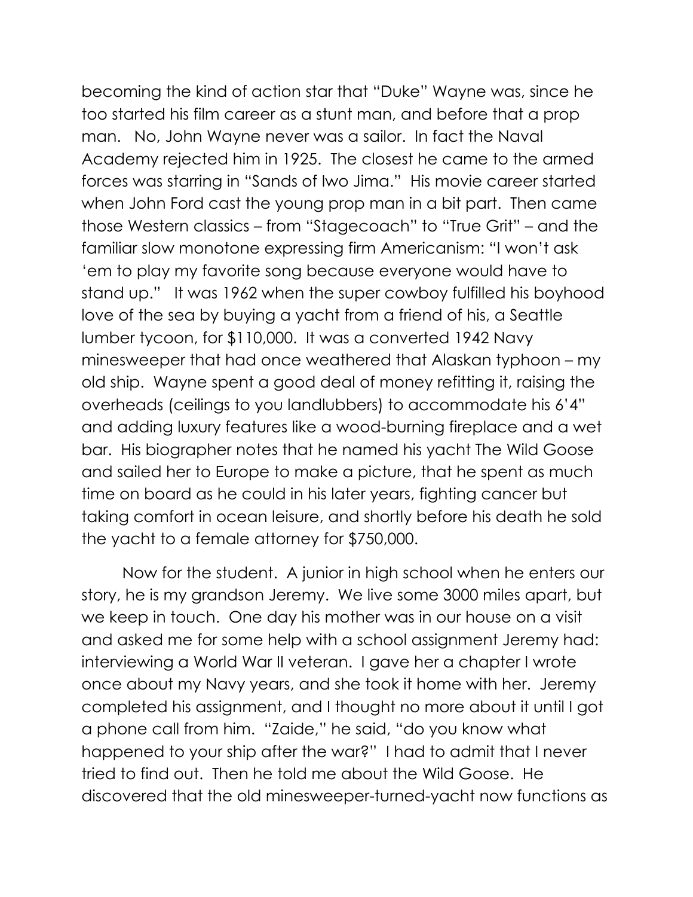becoming the kind of action star that "Duke" Wayne was, since he too started his film career as a stunt man, and before that a prop man. No, John Wayne never was a sailor. In fact the Naval Academy rejected him in 1925. The closest he came to the armed forces was starring in "Sands of Iwo Jima." His movie career started when John Ford cast the young prop man in a bit part. Then came those Western classics – from "Stagecoach" to "True Grit" – and the familiar slow monotone expressing firm Americanism: "I won't ask 'em to play my favorite song because everyone would have to stand up." It was 1962 when the super cowboy fulfilled his boyhood love of the sea by buying a yacht from a friend of his, a Seattle lumber tycoon, for $110,000. It was a converted 1942 Navy minesweeper that had once weathered that Alaskan typhoon – my old ship. Wayne spent a good deal of money refitting it, raising the overheads (ceilings to you landlubbers) to accommodate his 6'4" and adding luxury features like a wood-burning fireplace and a wet bar. His biographer notes that he named his yacht The Wild Goose and sailed her to Europe to make a picture, that he spent as much time on board as he could in his later years, fighting cancer but taking comfort in ocean leisure, and shortly before his death he sold the yacht to a female attorney for $750,000.

Now for the student. A junior in high school when he enters our story, he is my grandson Jeremy. We live some 3000 miles apart, but we keep in touch. One day his mother was in our house on a visit and asked me for some help with a school assignment Jeremy had: interviewing a World War II veteran. I gave her a chapter I wrote once about my Navy years, and she took it home with her. Jeremy completed his assignment, and I thought no more about it until I got a phone call from him. "Zaide," he said, "do you know what happened to your ship after the war?" I had to admit that I never tried to find out. Then he told me about the Wild Goose. He discovered that the old minesweeper-turned-yacht now functions as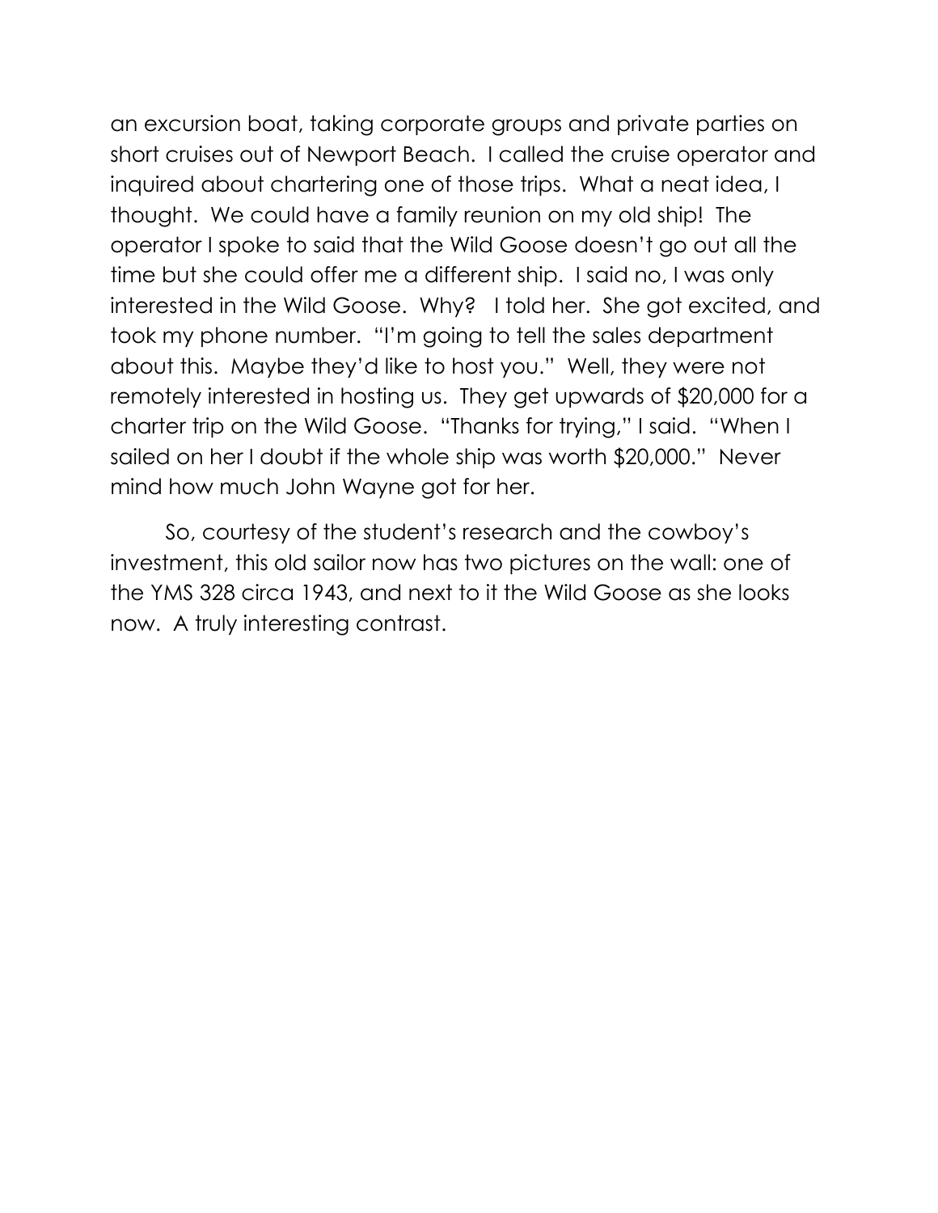an excursion boat, taking corporate groups and private parties on short cruises out of Newport Beach. I called the cruise operator and inquired about chartering one of those trips. What a neat idea, I thought. We could have a family reunion on my old ship! The operator I spoke to said that the Wild Goose doesn't go out all the time but she could offer me a different ship. I said no, I was only interested in the Wild Goose. Why? I told her. She got excited, and took my phone number. "I'm going to tell the sales department about this. Maybe they'd like to host you." Well, they were not remotely interested in hosting us. They get upwards of $20,000 for a charter trip on the Wild Goose. "Thanks for trying," I said. "When I sailed on her I doubt if the whole ship was worth $20,000." Never mind how much John Wayne got for her.

So, courtesy of the student's research and the cowboy's investment, this old sailor now has two pictures on the wall: one of the YMS 328 circa 1943, and next to it the Wild Goose as she looks now. A truly interesting contrast.